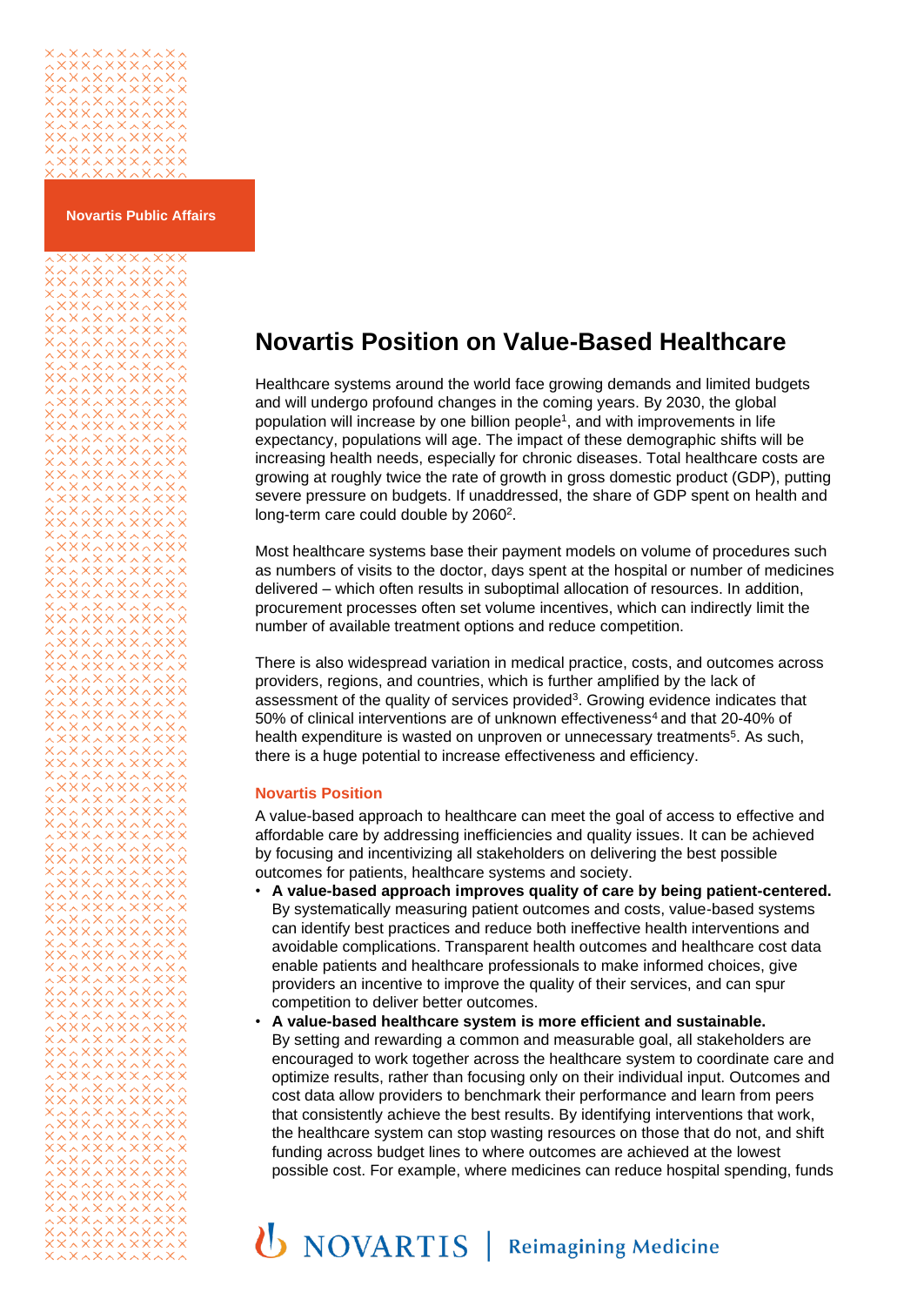Novartis Public Affairs

# Novartis Position on Value-Based Healthcare

Healthcare systems around the world face growing demands and limited budgets and will undergo profound changes in the coming years. By 2030, the global population will increase by one billion people[1], and with improvements in life expectancy, populations will age. The impact of these demographic shifts will be increasing health needs, especially for chronic diseases. Total healthcare costs are growing at roughly twice the rate of growth in gross domestic product (GDP), putting severe pressure on budgets. If unaddressed, the share of GDP spent on health and long-term care could double by 2060[2].

Most healthcare systems base their payment models on volume of procedures such as numbers of visits to the doctor, days spent at the hospital or number of medicines delivered – which often results in suboptimal allocation of resources. In addition, procurement processes often set volume incentives, which can indirectly limit the number of available treatment options and reduce competition.

There is also widespread variation in medical practice, costs, and outcomes across providers, regions, and countries, which is further amplified by the lack of assessment of the quality of services provided[3]. Growing evidence indicates that 50% of clinical interventions are of unknown effectiveness[4] and that 20-40% of health expenditure is wasted on unproven or unnecessary treatments[5]. As such, there is a huge potential to increase effectiveness and efficiency.

## Novartis Position

A value-based approach to healthcare can meet the goal of access to effective and affordable care by addressing inefficiencies and quality issues. It can be achieved by focusing and incentivizing all stakeholders on delivering the best possible outcomes for patients, healthcare systems and society.

- **A value-based approach improves quality of care by being patient-centered.** By systematically measuring patient outcomes and costs, value-based systems can identify best practices and reduce both ineffective health interventions and avoidable complications. Transparent health outcomes and healthcare cost data enable patients and healthcare professionals to make informed choices, give providers an incentive to improve the quality of their services, and can spur competition to deliver better outcomes.
- **A value-based healthcare system is more efficient and sustainable.** By setting and rewarding a common and measurable goal, all stakeholders are encouraged to work together across the healthcare system to coordinate care and optimize results, rather than focusing only on their individual input. Outcomes and cost data allow providers to benchmark their performance and learn from peers that consistently achieve the best results. By identifying interventions that work, the healthcare system can stop wasting resources on those that do not, and shift funding across budget lines to where outcomes are achieved at the lowest possible cost. For example, where medicines can reduce hospital spending, funds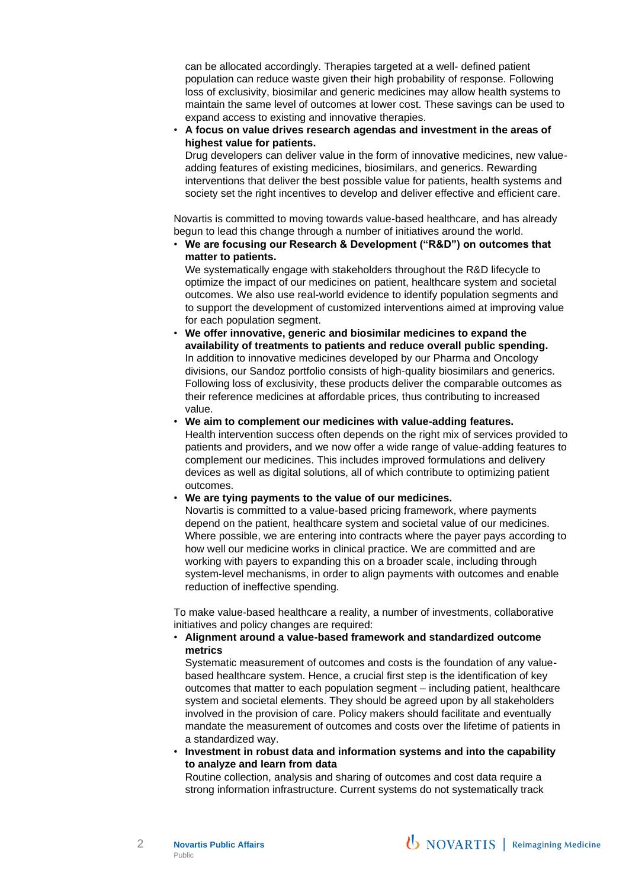can be allocated accordingly. Therapies targeted at a well- defined patient population can reduce waste given their high probability of response. Following loss of exclusivity, biosimilar and generic medicines may allow health systems to maintain the same level of outcomes at lower cost. These savings can be used to expand access to existing and innovative therapies.

- **A focus on value drives research agendas and investment in the areas of highest value for patients.**
  Drug developers can deliver value in the form of innovative medicines, new value-adding features of existing medicines, biosimilars, and generics. Rewarding interventions that deliver the best possible value for patients, health systems and society set the right incentives to develop and deliver effective and efficient care.

Novartis is committed to moving towards value-based healthcare, and has already begun to lead this change through a number of initiatives around the world.

- **We are focusing our Research & Development ("R&D") on outcomes that matter to patients.**
  We systematically engage with stakeholders throughout the R&D lifecycle to optimize the impact of our medicines on patient, healthcare system and societal outcomes. We also use real-world evidence to identify population segments and to support the development of customized interventions aimed at improving value for each population segment.
- **We offer innovative, generic and biosimilar medicines to expand the availability of treatments to patients and reduce overall public spending.**
  In addition to innovative medicines developed by our Pharma and Oncology divisions, our Sandoz portfolio consists of high-quality biosimilars and generics. Following loss of exclusivity, these products deliver the comparable outcomes as their reference medicines at affordable prices, thus contributing to increased value.
- **We aim to complement our medicines with value-adding features.**
  Health intervention success often depends on the right mix of services provided to patients and providers, and we now offer a wide range of value-adding features to complement our medicines. This includes improved formulations and delivery devices as well as digital solutions, all of which contribute to optimizing patient outcomes.
- **We are tying payments to the value of our medicines.**
  Novartis is committed to a value-based pricing framework, where payments depend on the patient, healthcare system and societal value of our medicines. Where possible, we are entering into contracts where the payer pays according to how well our medicine works in clinical practice. We are committed and are working with payers to expanding this on a broader scale, including through system-level mechanisms, in order to align payments with outcomes and enable reduction of ineffective spending.

To make value-based healthcare a reality, a number of investments, collaborative initiatives and policy changes are required:

- **Alignment around a value-based framework and standardized outcome metrics**
  Systematic measurement of outcomes and costs is the foundation of any value-based healthcare system. Hence, a crucial first step is the identification of key outcomes that matter to each population segment – including patient, healthcare system and societal elements. They should be agreed upon by all stakeholders involved in the provision of care. Policy makers should facilitate and eventually mandate the measurement of outcomes and costs over the lifetime of patients in a standardized way.
- **Investment in robust data and information systems and into the capability to analyze and learn from data**
  Routine collection, analysis and sharing of outcomes and cost data require a strong information infrastructure. Current systems do not systematically track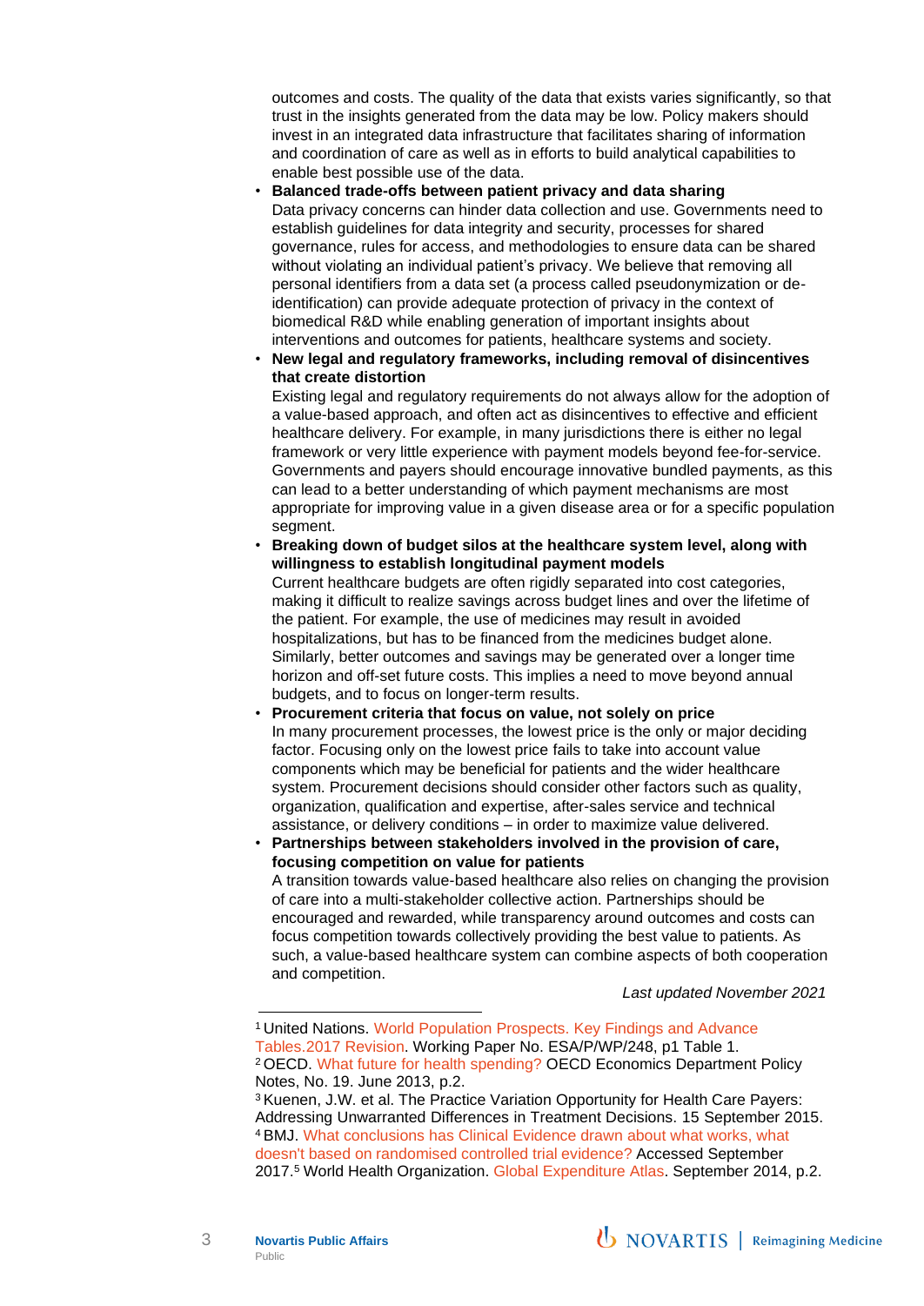outcomes and costs. The quality of the data that exists varies significantly, so that trust in the insights generated from the data may be low. Policy makers should invest in an integrated data infrastructure that facilitates sharing of information and coordination of care as well as in efforts to build analytical capabilities to enable best possible use of the data.

- **Balanced trade-offs between patient privacy and data sharing**
  Data privacy concerns can hinder data collection and use. Governments need to establish guidelines for data integrity and security, processes for shared governance, rules for access, and methodologies to ensure data can be shared without violating an individual patient's privacy. We believe that removing all personal identifiers from a data set (a process called pseudonymization or de-identification) can provide adequate protection of privacy in the context of biomedical R&D while enabling generation of important insights about interventions and outcomes for patients, healthcare systems and society.
- **New legal and regulatory frameworks, including removal of disincentives that create distortion**
  Existing legal and regulatory requirements do not always allow for the adoption of a value-based approach, and often act as disincentives to effective and efficient healthcare delivery. For example, in many jurisdictions there is either no legal framework or very little experience with payment models beyond fee-for-service. Governments and payers should encourage innovative bundled payments, as this can lead to a better understanding of which payment mechanisms are most appropriate for improving value in a given disease area or for a specific population segment.
- **Breaking down of budget silos at the healthcare system level, along with willingness to establish longitudinal payment models**
  Current healthcare budgets are often rigidly separated into cost categories, making it difficult to realize savings across budget lines and over the lifetime of the patient. For example, the use of medicines may result in avoided hospitalizations, but has to be financed from the medicines budget alone. Similarly, better outcomes and savings may be generated over a longer time horizon and off-set future costs. This implies a need to move beyond annual budgets, and to focus on longer-term results.
- **Procurement criteria that focus on value, not solely on price**
  In many procurement processes, the lowest price is the only or major deciding factor. Focusing only on the lowest price fails to take into account value components which may be beneficial for patients and the wider healthcare system. Procurement decisions should consider other factors such as quality, organization, qualification and expertise, after-sales service and technical assistance, or delivery conditions – in order to maximize value delivered.
- **Partnerships between stakeholders involved in the provision of care, focusing competition on value for patients**
  A transition towards value-based healthcare also relies on changing the provision of care into a multi-stakeholder collective action. Partnerships should be encouraged and rewarded, while transparency around outcomes and costs can focus competition towards collectively providing the best value to patients. As such, a value-based healthcare system can combine aspects of both cooperation and competition.

*Last updated November 2021*

---

[1] United Nations. World Population Prospects. Key Findings and Advance Tables.2017 Revision. Working Paper No. ESA/P/WP/248, p1 Table 1.
[2] OECD. What future for health spending? OECD Economics Department Policy Notes, No. 19. June 2013, p.2.
[3] Kuenen, J.W. et al. The Practice Variation Opportunity for Health Care Payers: Addressing Unwarranted Differences in Treatment Decisions. 15 September 2015.
[4] BMJ. What conclusions has Clinical Evidence drawn about what works, what doesn't based on randomised controlled trial evidence? Accessed September 2017.
[5] World Health Organization. Global Expenditure Atlas. September 2014, p.2.